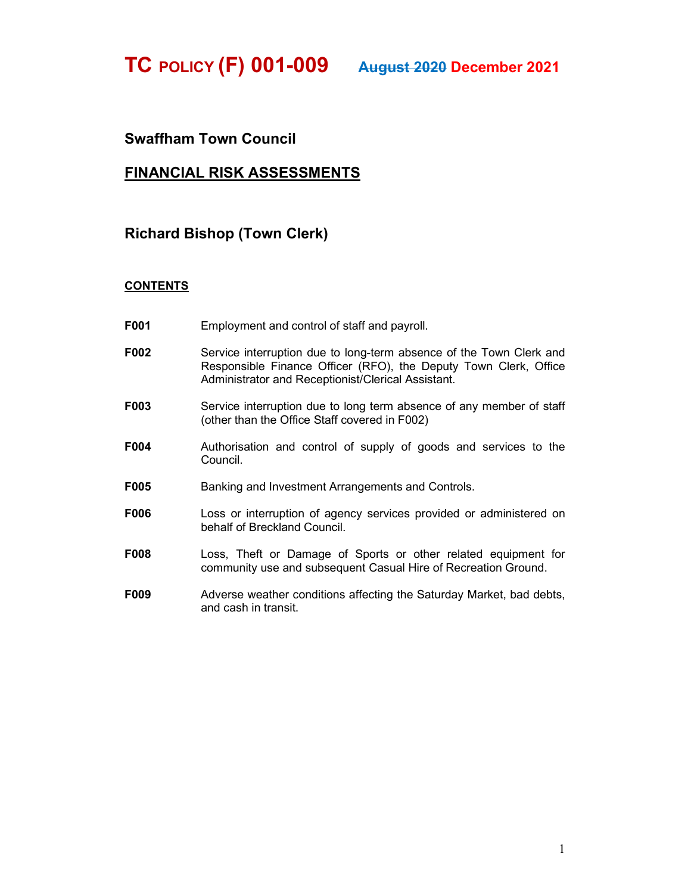# TC POLICY (F) 001-009 ~~August 2020~~ December 2021

## Swaffham Town Council

## FINANCIAL RISK ASSESSMENTS

### Richard Bishop (Town Clerk)

**CONTENTS**

| | |
|---|---|
| **F001** | Employment and control of staff and payroll. |
| **F002** | Service interruption due to long-term absence of the Town Clerk and Responsible Finance Officer (RFO), the Deputy Town Clerk, Office Administrator and Receptionist/Clerical Assistant. |
| **F003** | Service interruption due to long term absence of any member of staff (other than the Office Staff covered in F002) |
| **F004** | Authorisation and control of supply of goods and services to the Council. |
| **F005** | Banking and Investment Arrangements and Controls. |
| **F006** | Loss or interruption of agency services provided or administered on behalf of Breckland Council. |
| **F008** | Loss, Theft or Damage of Sports or other related equipment for community use and subsequent Casual Hire of Recreation Ground. |
| **F009** | Adverse weather conditions affecting the Saturday Market, bad debts, and cash in transit. |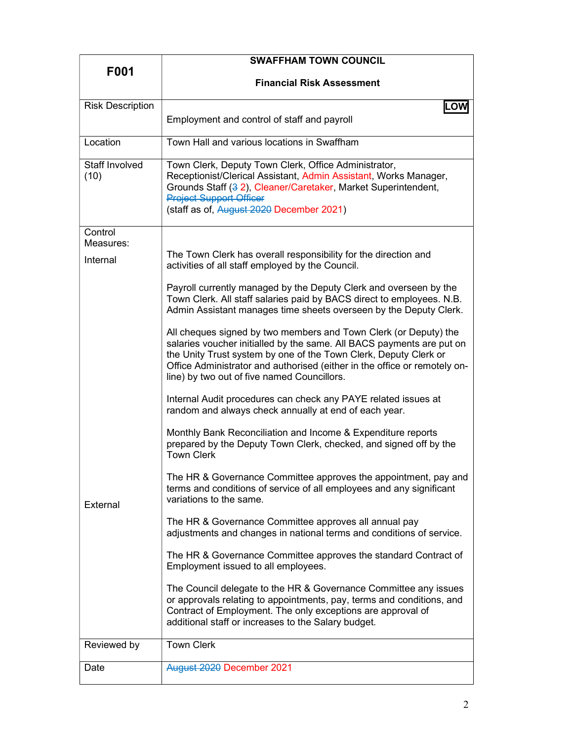| F001 | SWAFFHAM TOWN COUNCIL<br><br>Financial Risk Assessment |
|---|---|
| Risk Description | **LOW**<br>Employment and control of staff and payroll |
| Location | Town Hall and various locations in Swaffham |
| Staff Involved (10) | Town Clerk, Deputy Town Clerk, Office Administrator, Receptionist/Clerical Assistant, Admin Assistant, Works Manager, Grounds Staff (~~3~~ 2), Cleaner/Caretaker, Market Superintendent, ~~Project Support Officer~~<br>(staff as of, ~~August 2020~~ December 2021) |
| Control Measures:<br><br>Internal | The Town Clerk has overall responsibility for the direction and activities of all staff employed by the Council.<br><br>Payroll currently managed by the Deputy Clerk and overseen by the Town Clerk. All staff salaries paid by BACS direct to employees. N.B. Admin Assistant manages time sheets overseen by the Deputy Clerk.<br><br>All cheques signed by two members and Town Clerk (or Deputy) the salaries voucher initialled by the same. All BACS payments are put on the Unity Trust system by one of the Town Clerk, Deputy Clerk or Office Administrator and authorised (either in the office or remotely on-line) by two out of five named Councillors.<br><br>Internal Audit procedures can check any PAYE related issues at random and always check annually at end of each year.<br><br>Monthly Bank Reconciliation and Income & Expenditure reports prepared by the Deputy Town Clerk, checked, and signed off by the Town Clerk |
| External | The HR & Governance Committee approves the appointment, pay and terms and conditions of service of all employees and any significant variations to the same.<br><br>The HR & Governance Committee approves all annual pay adjustments and changes in national terms and conditions of service.<br><br>The HR & Governance Committee approves the standard Contract of Employment issued to all employees.<br><br>The Council delegate to the HR & Governance Committee any issues or approvals relating to appointments, pay, terms and conditions, and Contract of Employment. The only exceptions are approval of additional staff or increases to the Salary budget. |
| Reviewed by | Town Clerk |
| Date | ~~August 2020~~ December 2021 |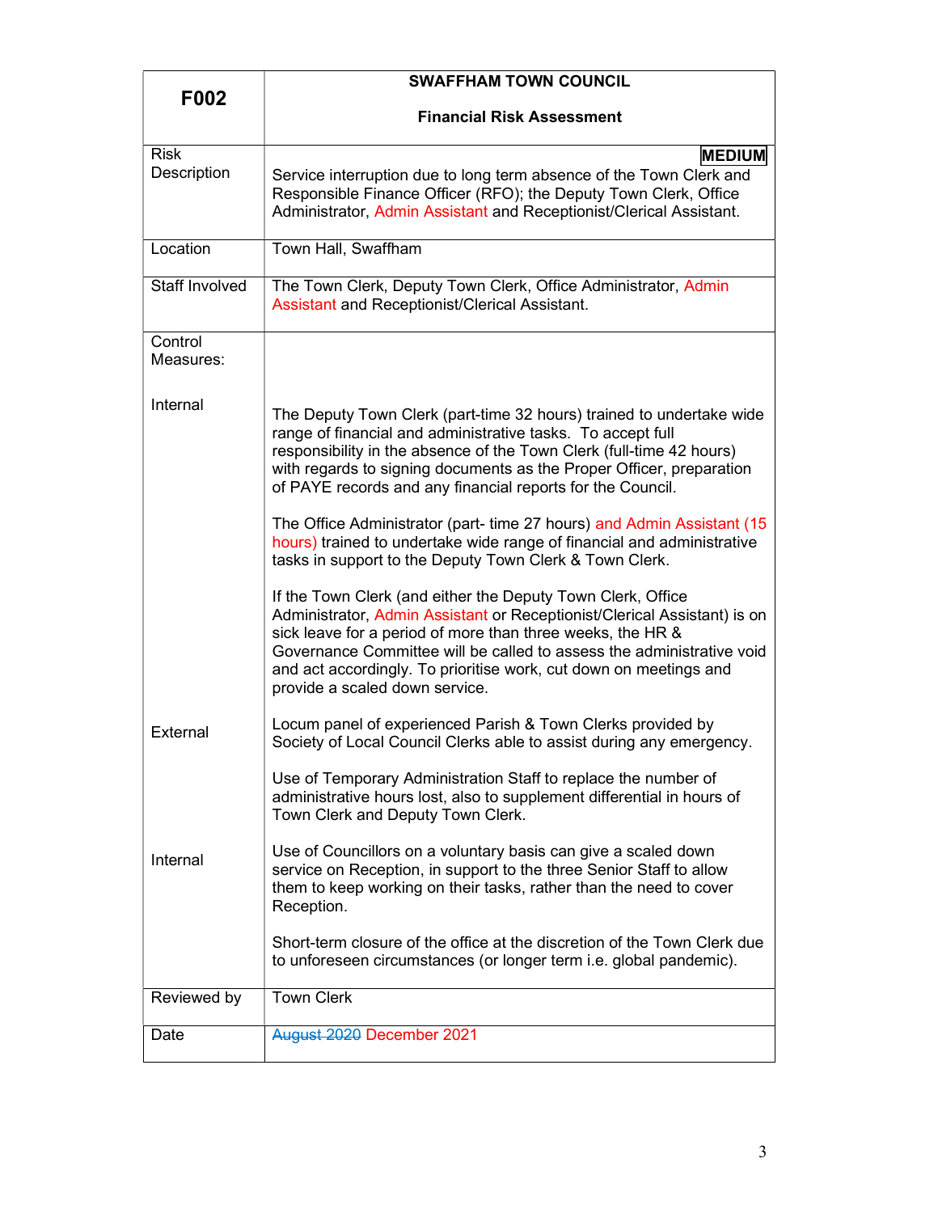| F002 | SWAFFHAM TOWN COUNCIL<br><br>Financial Risk Assessment |
|---|---|
| Risk Description | **MEDIUM**<br>Service interruption due to long term absence of the Town Clerk and Responsible Finance Officer (RFO); the Deputy Town Clerk, Office Administrator, Admin Assistant and Receptionist/Clerical Assistant. |
| Location | Town Hall, Swaffham |
| Staff Involved | The Town Clerk, Deputy Town Clerk, Office Administrator, Admin Assistant and Receptionist/Clerical Assistant. |
| Control Measures: | |
| Internal | The Deputy Town Clerk (part-time 32 hours) trained to undertake wide range of financial and administrative tasks. To accept full responsibility in the absence of the Town Clerk (full-time 42 hours) with regards to signing documents as the Proper Officer, preparation of PAYE records and any financial reports for the Council.<br><br>The Office Administrator (part- time 27 hours) and Admin Assistant (15 hours) trained to undertake wide range of financial and administrative tasks in support to the Deputy Town Clerk & Town Clerk.<br><br>If the Town Clerk (and either the Deputy Town Clerk, Office Administrator, Admin Assistant or Receptionist/Clerical Assistant) is on sick leave for a period of more than three weeks, the HR & Governance Committee will be called to assess the administrative void and act accordingly. To prioritise work, cut down on meetings and provide a scaled down service. |
| External | Locum panel of experienced Parish & Town Clerks provided by Society of Local Council Clerks able to assist during any emergency.<br><br>Use of Temporary Administration Staff to replace the number of administrative hours lost, also to supplement differential in hours of Town Clerk and Deputy Town Clerk. |
| Internal | Use of Councillors on a voluntary basis can give a scaled down service on Reception, in support to the three Senior Staff to allow them to keep working on their tasks, rather than the need to cover Reception.<br><br>Short-term closure of the office at the discretion of the Town Clerk due to unforeseen circumstances (or longer term i.e. global pandemic). |
| Reviewed by | Town Clerk |
| Date | ~~August 2020~~ December 2021 |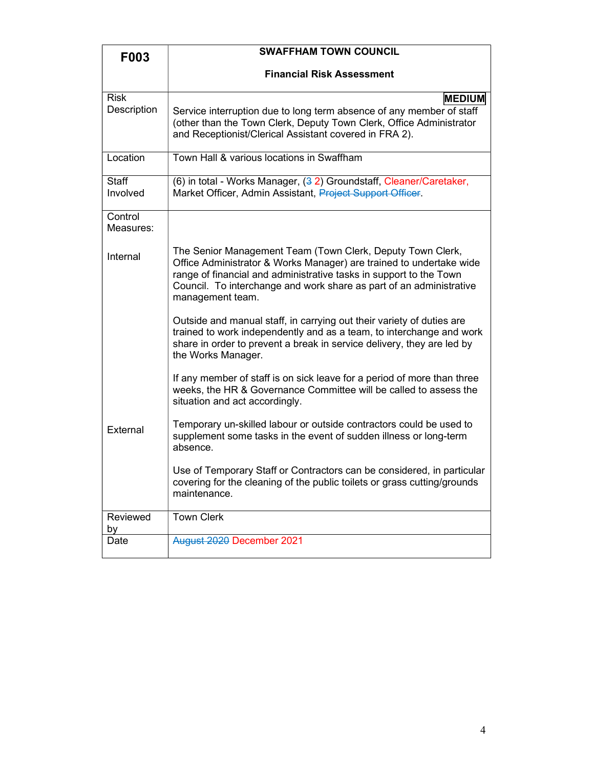| F003 | SWAFFHAM TOWN COUNCIL<br><br>Financial Risk Assessment |
| --- | --- |
| Risk Description | **MEDIUM**<br>Service interruption due to long term absence of any member of staff (other than the Town Clerk, Deputy Town Clerk, Office Administrator and Receptionist/Clerical Assistant covered in FRA 2). |
| Location | Town Hall & various locations in Swaffham |
| Staff Involved | (6) in total - Works Manager, (~~3~~ 2) Groundstaff, Cleaner/Caretaker, Market Officer, Admin Assistant, ~~Project Support Officer~~. |
| Control Measures: | |
| Internal | The Senior Management Team (Town Clerk, Deputy Town Clerk, Office Administrator & Works Manager) are trained to undertake wide range of financial and administrative tasks in support to the Town Council. To interchange and work share as part of an administrative management team.<br><br>Outside and manual staff, in carrying out their variety of duties are trained to work independently and as a team, to interchange and work share in order to prevent a break in service delivery, they are led by the Works Manager.<br><br>If any member of staff is on sick leave for a period of more than three weeks, the HR & Governance Committee will be called to assess the situation and act accordingly. |
| External | Temporary un-skilled labour or outside contractors could be used to supplement some tasks in the event of sudden illness or long-term absence.<br><br>Use of Temporary Staff or Contractors can be considered, in particular covering for the cleaning of the public toilets or grass cutting/grounds maintenance. |
| Reviewed by | Town Clerk |
| Date | ~~August 2020~~ December 2021 |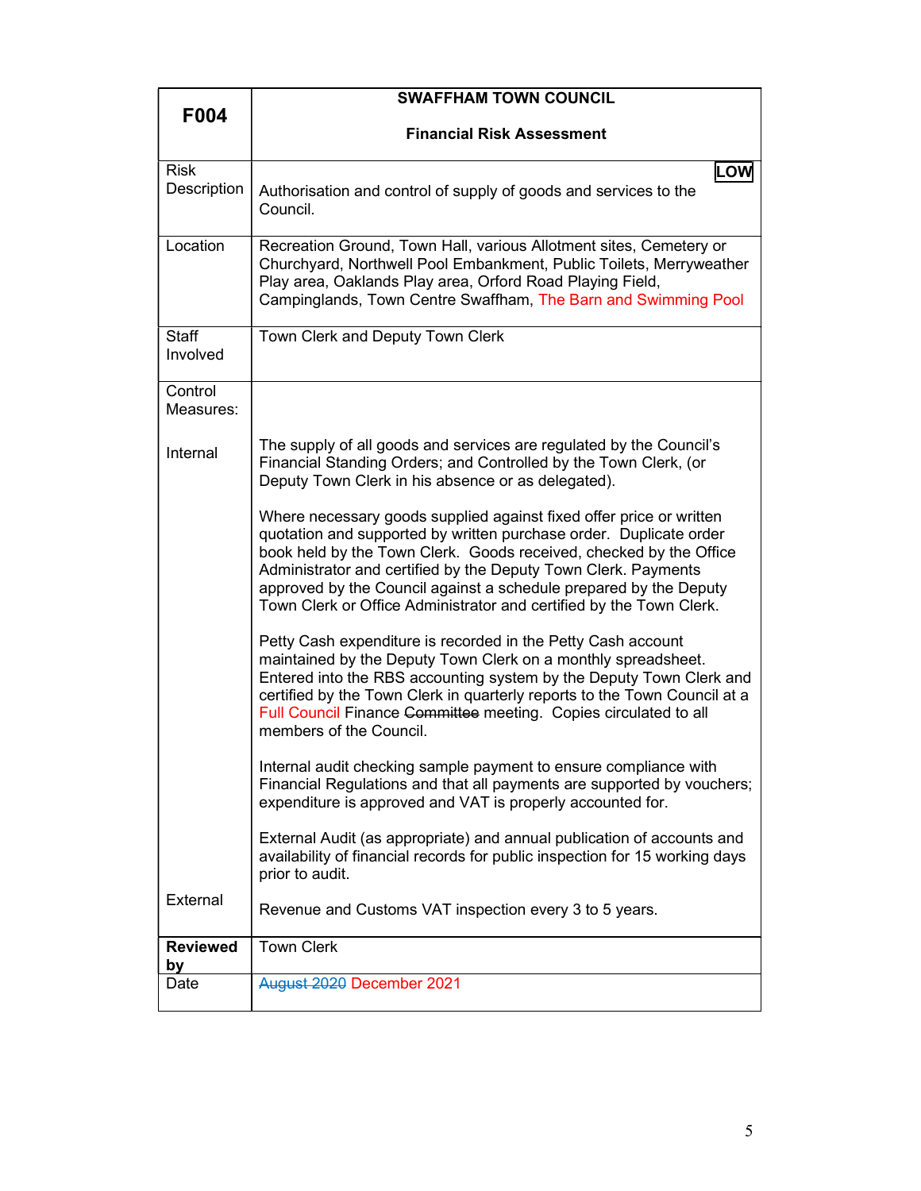| F004 | SWAFFHAM TOWN COUNCIL<br><br>Financial Risk Assessment |
|---|---|
| Risk Description | **LOW**<br><br>Authorisation and control of supply of goods and services to the Council. |
| Location | Recreation Ground, Town Hall, various Allotment sites, Cemetery or Churchyard, Northwell Pool Embankment, Public Toilets, Merryweather Play area, Oaklands Play area, Orford Road Playing Field, Campinglands, Town Centre Swaffham, The Barn and Swimming Pool |
| Staff Involved | Town Clerk and Deputy Town Clerk |
| Control Measures:<br><br>Internal | The supply of all goods and services are regulated by the Council's Financial Standing Orders; and Controlled by the Town Clerk, (or Deputy Town Clerk in his absence or as delegated).<br><br>Where necessary goods supplied against fixed offer price or written quotation and supported by written purchase order. Duplicate order book held by the Town Clerk. Goods received, checked by the Office Administrator and certified by the Deputy Town Clerk. Payments approved by the Council against a schedule prepared by the Deputy Town Clerk or Office Administrator and certified by the Town Clerk.<br><br>Petty Cash expenditure is recorded in the Petty Cash account maintained by the Deputy Town Clerk on a monthly spreadsheet. Entered into the RBS accounting system by the Deputy Town Clerk and certified by the Town Clerk in quarterly reports to the Town Council at a Full Council Finance ~~Committee~~ meeting. Copies circulated to all members of the Council.<br><br>Internal audit checking sample payment to ensure compliance with Financial Regulations and that all payments are supported by vouchers; expenditure is approved and VAT is properly accounted for.<br><br>External Audit (as appropriate) and annual publication of accounts and availability of financial records for public inspection for 15 working days prior to audit. |
| External | Revenue and Customs VAT inspection every 3 to 5 years. |
| **Reviewed by** | Town Clerk |
| Date | ~~August 2020~~ December 2021 |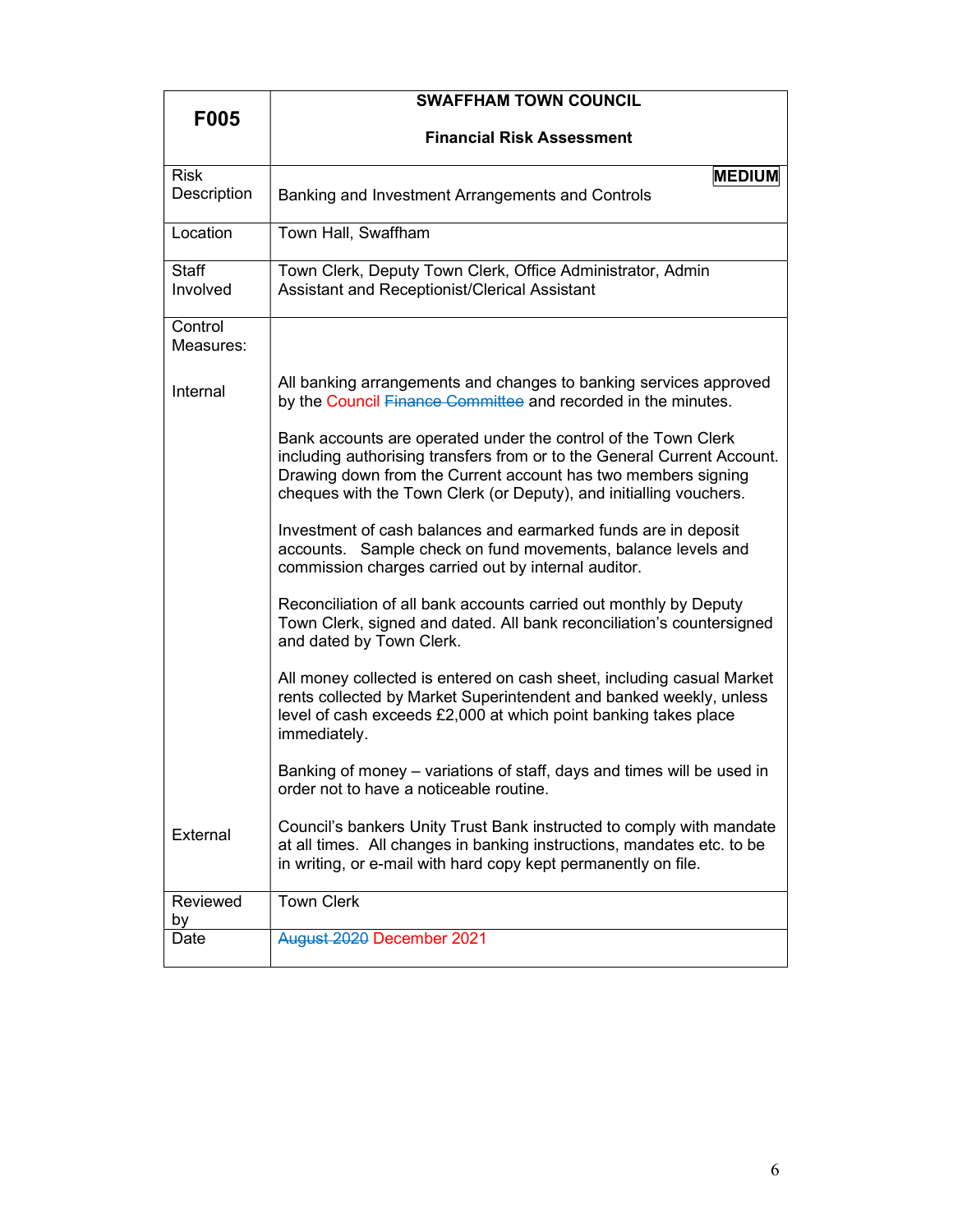| F005 | SWAFFHAM TOWN COUNCIL<br><br>**Financial Risk Assessment** |
|---|---|
| Risk Description | **MEDIUM**<br>Banking and Investment Arrangements and Controls |
| Location | Town Hall, Swaffham |
| Staff Involved | Town Clerk, Deputy Town Clerk, Office Administrator, Admin Assistant and Receptionist/Clerical Assistant |
| Control Measures: | |
| Internal | All banking arrangements and changes to banking services approved by the Council ~~Finance Committee~~ and recorded in the minutes.<br><br>Bank accounts are operated under the control of the Town Clerk including authorising transfers from or to the General Current Account. Drawing down from the Current account has two members signing cheques with the Town Clerk (or Deputy), and initialling vouchers.<br><br>Investment of cash balances and earmarked funds are in deposit accounts. Sample check on fund movements, balance levels and commission charges carried out by internal auditor.<br><br>Reconciliation of all bank accounts carried out monthly by Deputy Town Clerk, signed and dated. All bank reconciliation's countersigned and dated by Town Clerk.<br><br>All money collected is entered on cash sheet, including casual Market rents collected by Market Superintendent and banked weekly, unless level of cash exceeds £2,000 at which point banking takes place immediately.<br><br>Banking of money – variations of staff, days and times will be used in order not to have a noticeable routine. |
| External | Council's bankers Unity Trust Bank instructed to comply with mandate at all times. All changes in banking instructions, mandates etc. to be in writing, or e-mail with hard copy kept permanently on file. |
| Reviewed by | Town Clerk |
| Date | ~~August 2020~~ December 2021 |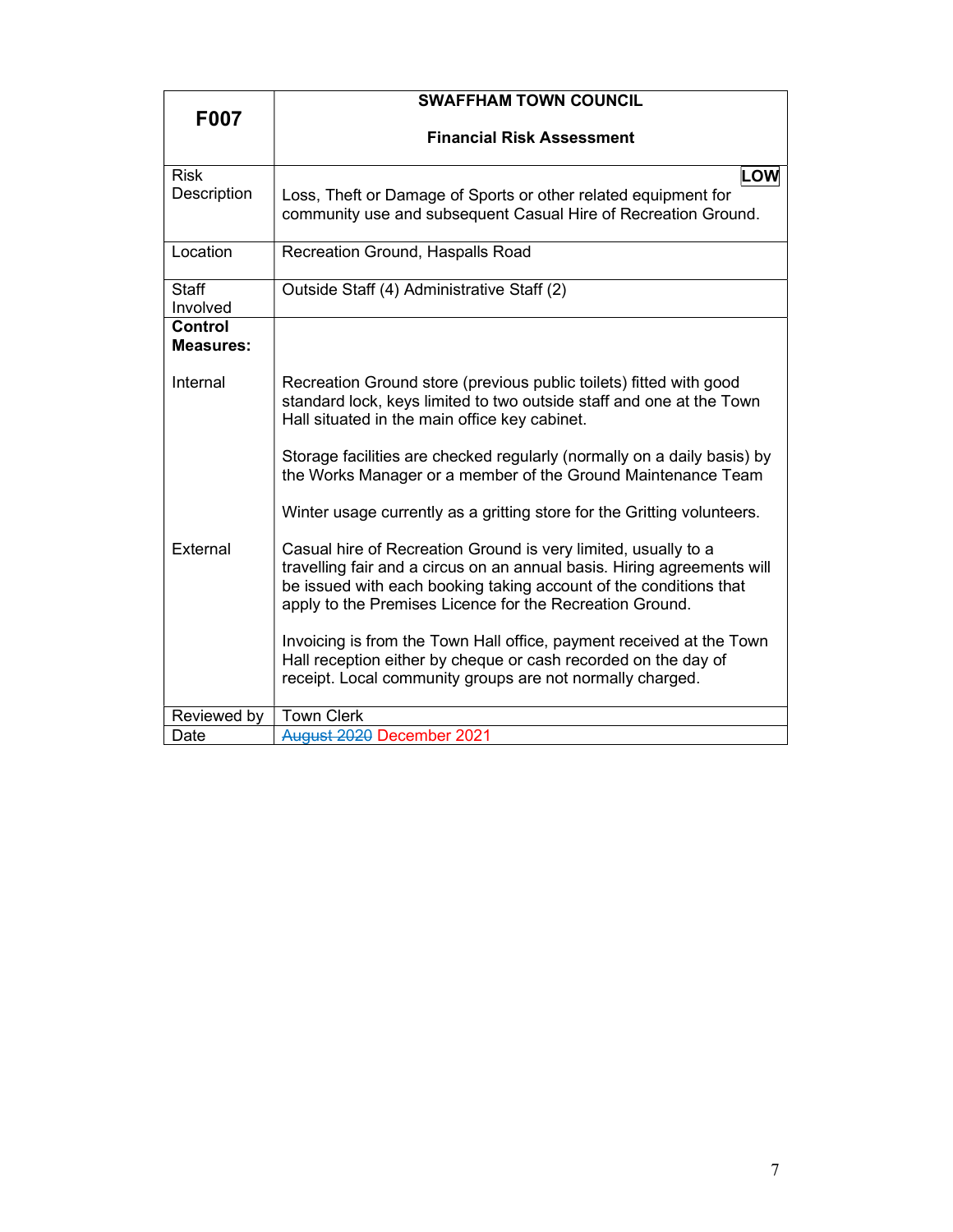| F007 | SWAFFHAM TOWN COUNCIL<br><br>**Financial Risk Assessment** |
|---|---|
| Risk Description | **LOW**<br>Loss, Theft or Damage of Sports or other related equipment for community use and subsequent Casual Hire of Recreation Ground. |
| Location | Recreation Ground, Haspalls Road |
| Staff Involved | Outside Staff (4) Administrative Staff (2) |
| **Control Measures:** | |
| Internal | Recreation Ground store (previous public toilets) fitted with good standard lock, keys limited to two outside staff and one at the Town Hall situated in the main office key cabinet.<br><br>Storage facilities are checked regularly (normally on a daily basis) by the Works Manager or a member of the Ground Maintenance Team<br><br>Winter usage currently as a gritting store for the Gritting volunteers. |
| External | Casual hire of Recreation Ground is very limited, usually to a travelling fair and a circus on an annual basis. Hiring agreements will be issued with each booking taking account of the conditions that apply to the Premises Licence for the Recreation Ground.<br><br>Invoicing is from the Town Hall office, payment received at the Town Hall reception either by cheque or cash recorded on the day of receipt. Local community groups are not normally charged. |
| Reviewed by | Town Clerk |
| Date | ~~August 2020~~ December 2021 |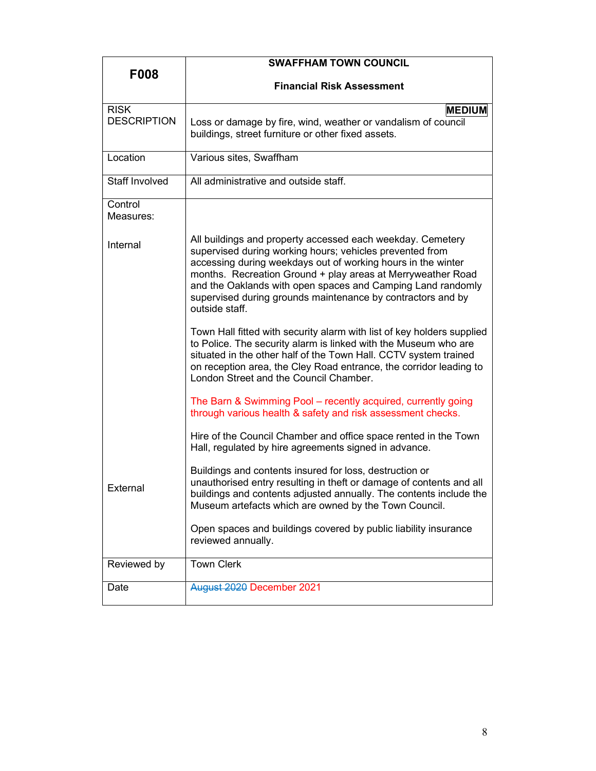| F008 | SWAFFHAM TOWN COUNCIL<br><br>Financial Risk Assessment |
|---|---|
| RISK DESCRIPTION | **MEDIUM**<br>Loss or damage by fire, wind, weather or vandalism of council buildings, street furniture or other fixed assets. |
| Location | Various sites, Swaffham |
| Staff Involved | All administrative and outside staff. |
| Control Measures:<br><br>Internal | All buildings and property accessed each weekday. Cemetery supervised during working hours; vehicles prevented from accessing during weekdays out of working hours in the winter months. Recreation Ground + play areas at Merryweather Road and the Oaklands with open spaces and Camping Land randomly supervised during grounds maintenance by contractors and by outside staff.<br><br>Town Hall fitted with security alarm with list of key holders supplied to Police. The security alarm is linked with the Museum who are situated in the other half of the Town Hall. CCTV system trained on reception area, the Cley Road entrance, the corridor leading to London Street and the Council Chamber.<br><br>The Barn & Swimming Pool – recently acquired, currently going through various health & safety and risk assessment checks.<br><br>Hire of the Council Chamber and office space rented in the Town Hall, regulated by hire agreements signed in advance. |
| External | Buildings and contents insured for loss, destruction or unauthorised entry resulting in theft or damage of contents and all buildings and contents adjusted annually. The contents include the Museum artefacts which are owned by the Town Council.<br><br>Open spaces and buildings covered by public liability insurance reviewed annually. |
| Reviewed by | Town Clerk |
| Date | ~~August 2020~~ December 2021 |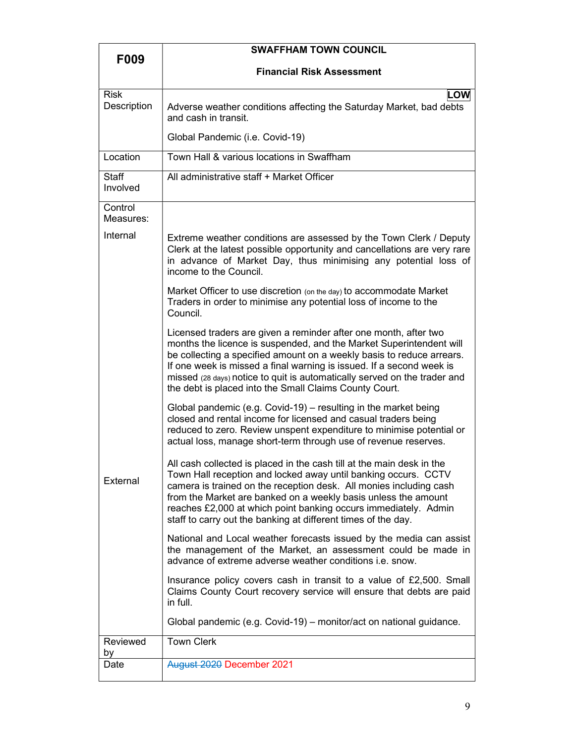| F009 | SWAFFHAM TOWN COUNCIL<br><br>Financial Risk Assessment |
|---|---|
| Risk Description | LOW<br><br>Adverse weather conditions affecting the Saturday Market, bad debts and cash in transit.<br><br>Global Pandemic (i.e. Covid-19) |
| Location | Town Hall & various locations in Swaffham |
| Staff Involved | All administrative staff + Market Officer |
| Control Measures:<br><br>Internal | Extreme weather conditions are assessed by the Town Clerk / Deputy Clerk at the latest possible opportunity and cancellations are very rare in advance of Market Day, thus minimising any potential loss of income to the Council.<br><br>Market Officer to use discretion (on the day) to accommodate Market Traders in order to minimise any potential loss of income to the Council.<br><br>Licensed traders are given a reminder after one month, after two months the licence is suspended, and the Market Superintendent will be collecting a specified amount on a weekly basis to reduce arrears. If one week is missed a final warning is issued. If a second week is missed (28 days) notice to quit is automatically served on the trader and the debt is placed into the Small Claims County Court.<br><br>Global pandemic (e.g. Covid-19) – resulting in the market being closed and rental income for licensed and casual traders being reduced to zero. Review unspent expenditure to minimise potential or actual loss, manage short-term through use of revenue reserves.<br><br>All cash collected is placed in the cash till at the main desk in the Town Hall reception and locked away until banking occurs. CCTV camera is trained on the reception desk. All monies including cash from the Market are banked on a weekly basis unless the amount reaches £2,000 at which point banking occurs immediately. Admin staff to carry out the banking at different times of the day. |
| External | National and Local weather forecasts issued by the media can assist the management of the Market, an assessment could be made in advance of extreme adverse weather conditions i.e. snow.<br><br>Insurance policy covers cash in transit to a value of £2,500. Small Claims County Court recovery service will ensure that debts are paid in full.<br><br>Global pandemic (e.g. Covid-19) – monitor/act on national guidance. |
| Reviewed by | Town Clerk |
| Date | ~~August 2020~~ December 2021 |